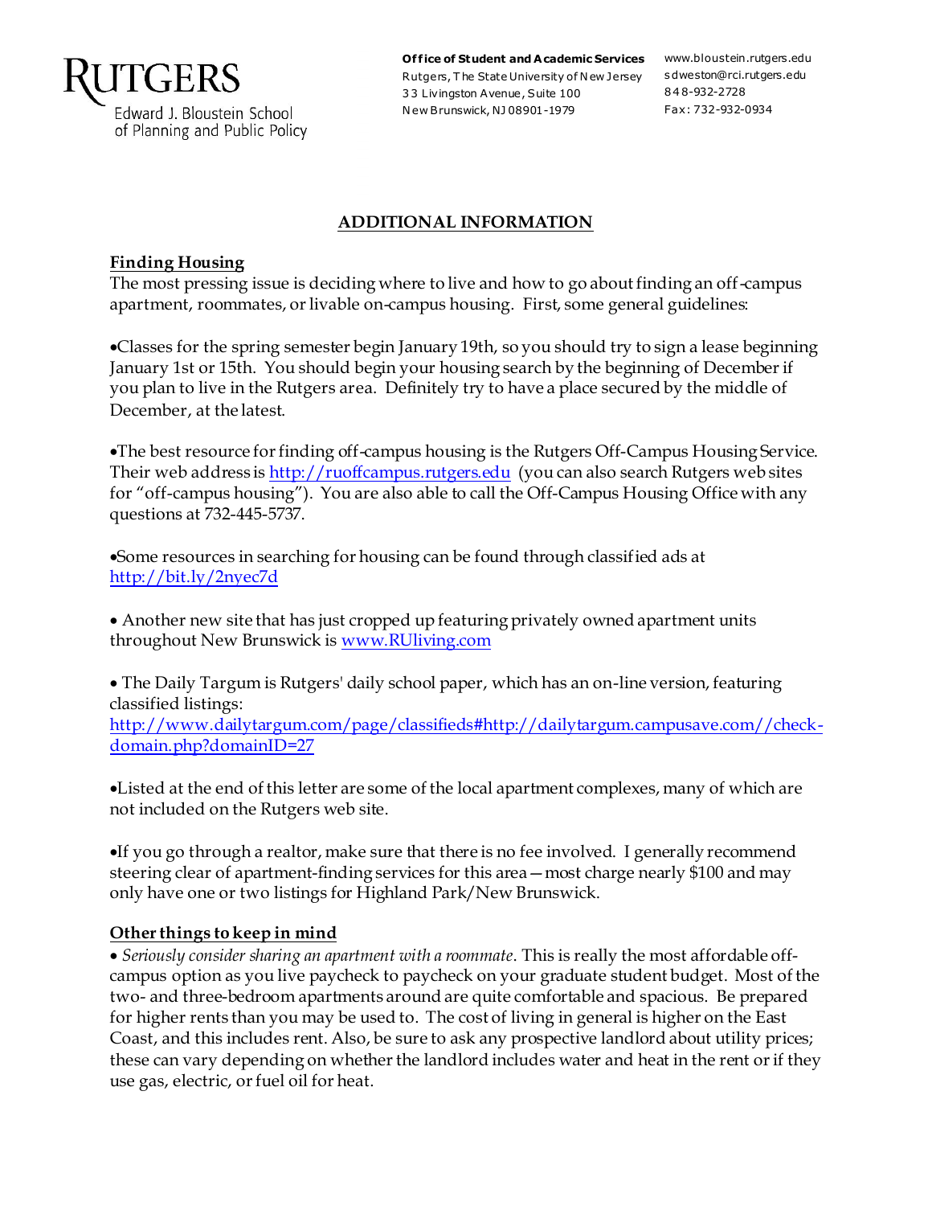**RUTGERS**
Edward J. Bloustein School of Planning and Public Policy

**Office of Student and Academic Services**
Rutgers, The State University of New Jersey
33 Livingston Avenue, Suite 100
New Brunswick, NJ 08901-1979

www.bloustein.rutgers.edu
sdweston@rci.rutgers.edu
848-932-2728
Fax: 732-932-0934

# ADDITIONAL INFORMATION

## Finding Housing

The most pressing issue is deciding where to live and how to go about finding an off-campus apartment, roommates, or livable on-campus housing. First, some general guidelines:

- Classes for the spring semester begin January 19th, so you should try to sign a lease beginning January 1st or 15th. You should begin your housing search by the beginning of December if you plan to live in the Rutgers area. Definitely try to have a place secured by the middle of December, at the latest.

- The best resource for finding off-campus housing is the Rutgers Off-Campus Housing Service. Their web address is [http://ruoffcampus.rutgers.edu](http://ruoffcampus.rutgers.edu) (you can also search Rutgers web sites for "off-campus housing"). You are also able to call the Off-Campus Housing Office with any questions at 732-445-5737.

- Some resources in searching for housing can be found through classified ads at [http://bit.ly/2nyec7d](http://bit.ly/2nyec7d)

- Another new site that has just cropped up featuring privately owned apartment units throughout New Brunswick is [www.RUliving.com](http://www.RUliving.com)

- The Daily Targum is Rutgers' daily school paper, which has an on-line version, featuring classified listings: [http://www.dailytargum.com/page/classifieds#http://dailytargum.campusave.com//check-domain.php?domainID=27](http://www.dailytargum.com/page/classifieds#http://dailytargum.campusave.com//check-domain.php?domainID=27)

- Listed at the end of this letter are some of the local apartment complexes, many of which are not included on the Rutgers web site.

- If you go through a realtor, make sure that there is no fee involved. I generally recommend steering clear of apartment-finding services for this area—most charge nearly $100 and may only have one or two listings for Highland Park/New Brunswick.

## Other things to keep in mind

- *Seriously consider sharing an apartment with a roommate*. This is really the most affordable off-campus option as you live paycheck to paycheck on your graduate student budget. Most of the two- and three-bedroom apartments around are quite comfortable and spacious. Be prepared for higher rents than you may be used to. The cost of living in general is higher on the East Coast, and this includes rent. Also, be sure to ask any prospective landlord about utility prices; these can vary depending on whether the landlord includes water and heat in the rent or if they use gas, electric, or fuel oil for heat.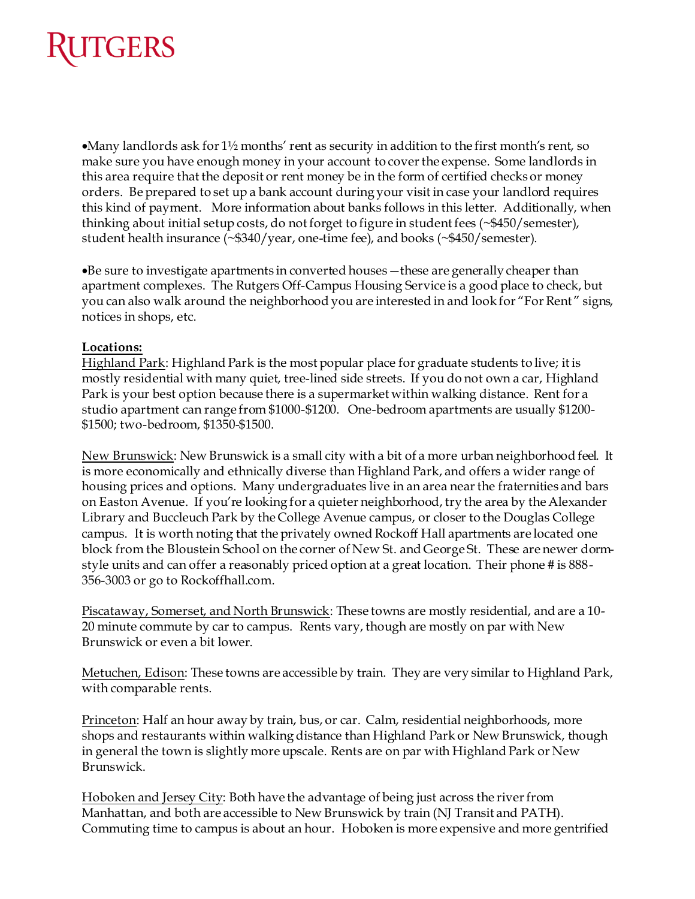•Many landlords ask for 1½ months' rent as security in addition to the first month's rent, so make sure you have enough money in your account to cover the expense. Some landlords in this area require that the deposit or rent money be in the form of certified checks or money orders. Be prepared to set up a bank account during your visit in case your landlord requires this kind of payment. More information about banks follows in this letter. Additionally, when thinking about initial setup costs, do not forget to figure in student fees (~$450/semester), student health insurance (~$340/year, one-time fee), and books (~$450/semester).

•Be sure to investigate apartments in converted houses—these are generally cheaper than apartment complexes. The Rutgers Off-Campus Housing Service is a good place to check, but you can also walk around the neighborhood you are interested in and look for "For Rent" signs, notices in shops, etc.

**Locations:**

Highland Park: Highland Park is the most popular place for graduate students to live; it is mostly residential with many quiet, tree-lined side streets. If you do not own a car, Highland Park is your best option because there is a supermarket within walking distance. Rent for a studio apartment can range from $1000-$1200. One-bedroom apartments are usually $1200-$1500; two-bedroom, $1350-$1500.

New Brunswick: New Brunswick is a small city with a bit of a more urban neighborhood feel. It is more economically and ethnically diverse than Highland Park, and offers a wider range of housing prices and options. Many undergraduates live in an area near the fraternities and bars on Easton Avenue. If you're looking for a quieter neighborhood, try the area by the Alexander Library and Buccleuch Park by the College Avenue campus, or closer to the Douglas College campus. It is worth noting that the privately owned Rockoff Hall apartments are located one block from the Bloustein School on the corner of New St. and George St. These are newer dorm-style units and can offer a reasonably priced option at a great location. Their phone # is 888-356-3003 or go to Rockoffhall.com.

Piscataway, Somerset, and North Brunswick: These towns are mostly residential, and are a 10-20 minute commute by car to campus. Rents vary, though are mostly on par with New Brunswick or even a bit lower.

Metuchen, Edison: These towns are accessible by train. They are very similar to Highland Park, with comparable rents.

Princeton: Half an hour away by train, bus, or car. Calm, residential neighborhoods, more shops and restaurants within walking distance than Highland Park or New Brunswick, though in general the town is slightly more upscale. Rents are on par with Highland Park or New Brunswick.

Hoboken and Jersey City: Both have the advantage of being just across the river from Manhattan, and both are accessible to New Brunswick by train (NJ Transit and PATH). Commuting time to campus is about an hour. Hoboken is more expensive and more gentrified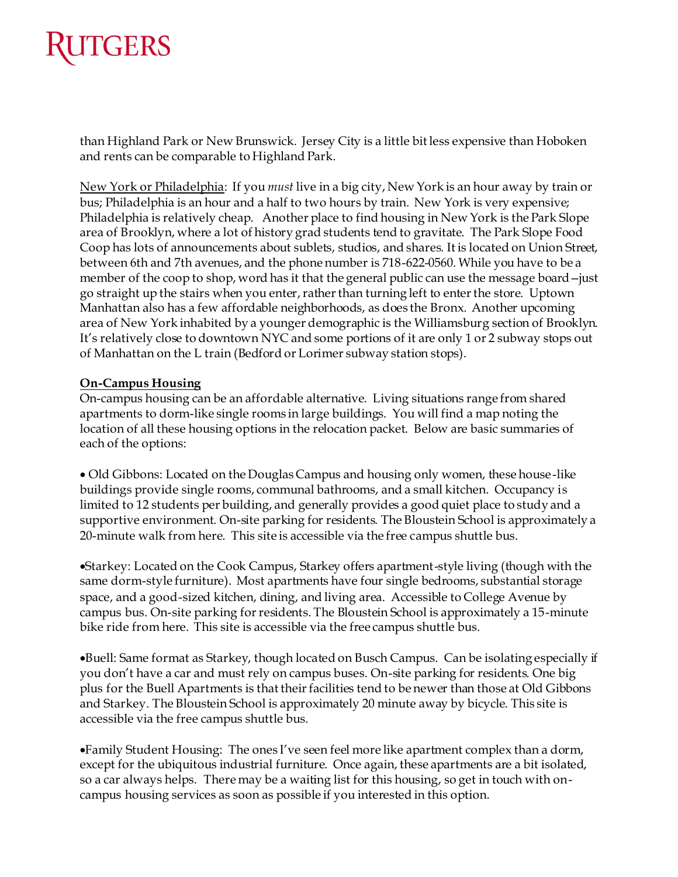than Highland Park or New Brunswick. Jersey City is a little bit less expensive than Hoboken and rents can be comparable to Highland Park.

New York or Philadelphia: If you *must* live in a big city, New York is an hour away by train or bus; Philadelphia is an hour and a half to two hours by train. New York is very expensive; Philadelphia is relatively cheap. Another place to find housing in New York is the Park Slope area of Brooklyn, where a lot of history grad students tend to gravitate. The Park Slope Food Coop has lots of announcements about sublets, studios, and shares. It is located on Union Street, between 6th and 7th avenues, and the phone number is 718-622-0560. While you have to be a member of the coop to shop, word has it that the general public can use the message board --just go straight up the stairs when you enter, rather than turning left to enter the store. Uptown Manhattan also has a few affordable neighborhoods, as does the Bronx. Another upcoming area of New York inhabited by a younger demographic is the Williamsburg section of Brooklyn. It's relatively close to downtown NYC and some portions of it are only 1 or 2 subway stops out of Manhattan on the L train (Bedford or Lorimer subway station stops).

**On-Campus Housing**

On-campus housing can be an affordable alternative. Living situations range from shared apartments to dorm-like single rooms in large buildings. You will find a map noting the location of all these housing options in the relocation packet. Below are basic summaries of each of the options:

- Old Gibbons: Located on the Douglas Campus and housing only women, these house-like buildings provide single rooms, communal bathrooms, and a small kitchen. Occupancy is limited to 12 students per building, and generally provides a good quiet place to study and a supportive environment. On-site parking for residents. The Bloustein School is approximately a 20-minute walk from here. This site is accessible via the free campus shuttle bus.

- Starkey: Located on the Cook Campus, Starkey offers apartment-style living (though with the same dorm-style furniture). Most apartments have four single bedrooms, substantial storage space, and a good-sized kitchen, dining, and living area. Accessible to College Avenue by campus bus. On-site parking for residents. The Bloustein School is approximately a 15-minute bike ride from here. This site is accessible via the free campus shuttle bus.

- Buell: Same format as Starkey, though located on Busch Campus. Can be isolating especially if you don't have a car and must rely on campus buses. On-site parking for residents. One big plus for the Buell Apartments is that their facilities tend to be newer than those at Old Gibbons and Starkey. The Bloustein School is approximately 20 minute away by bicycle. This site is accessible via the free campus shuttle bus.

- Family Student Housing: The ones I've seen feel more like apartment complex than a dorm, except for the ubiquitous industrial furniture. Once again, these apartments are a bit isolated, so a car always helps. There may be a waiting list for this housing, so get in touch with on-campus housing services as soon as possible if you interested in this option.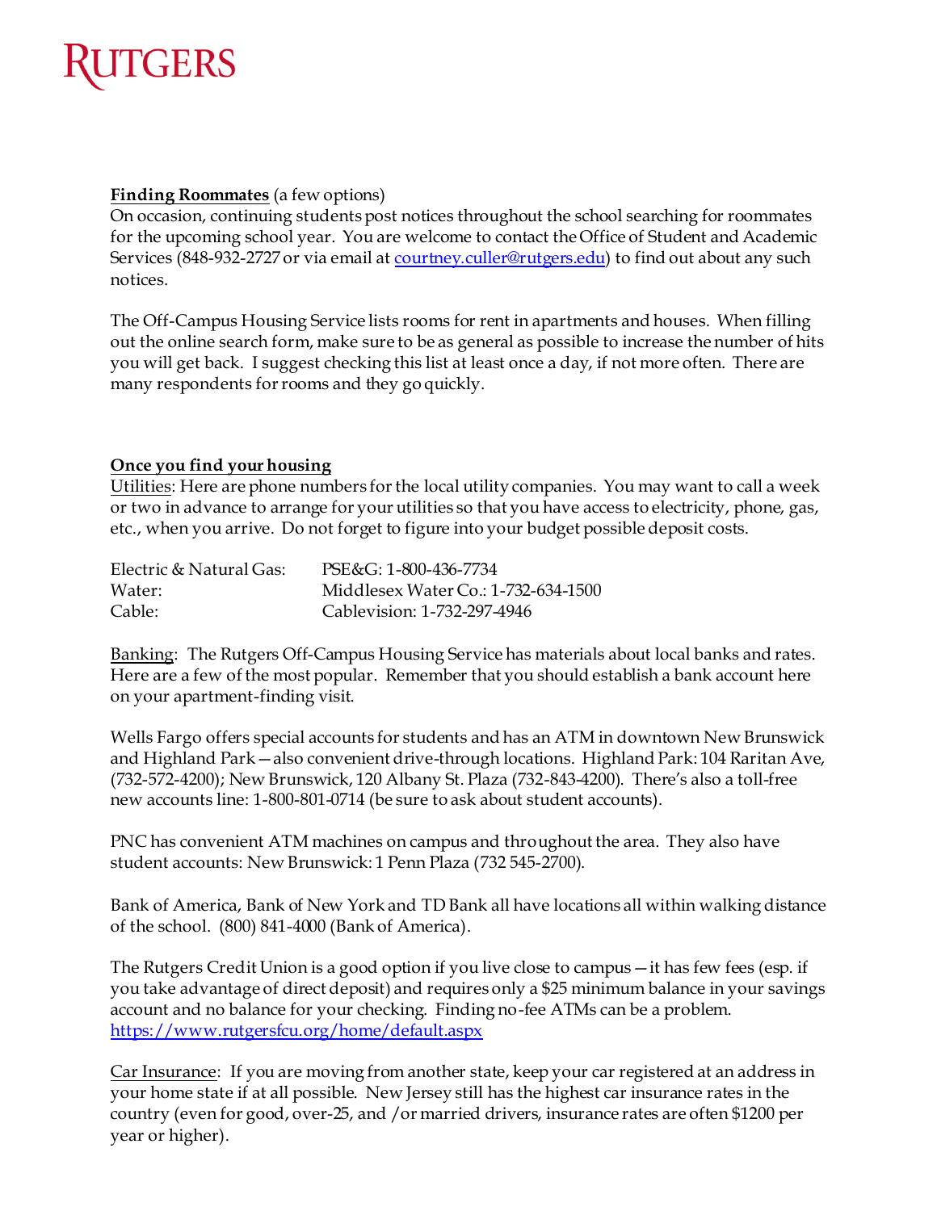RUTGERS

**Finding Roommates** (a few options)
On occasion, continuing students post notices throughout the school searching for roommates for the upcoming school year. You are welcome to contact the Office of Student and Academic Services (848-932-2727 or via email at [courtney.culler@rutgers.edu](mailto:courtney.culler@rutgers.edu)) to find out about any such notices.

The Off-Campus Housing Service lists rooms for rent in apartments and houses. When filling out the online search form, make sure to be as general as possible to increase the number of hits you will get back. I suggest checking this list at least once a day, if not more often. There are many respondents for rooms and they go quickly.

**Once you find your housing**
Utilities: Here are phone numbers for the local utility companies. You may want to call a week or two in advance to arrange for your utilities so that you have access to electricity, phone, gas, etc., when you arrive. Do not forget to figure into your budget possible deposit costs.

| | |
|---|---|
| Electric & Natural Gas: | PSE&G: 1-800-436-7734 |
| Water: | Middlesex Water Co.: 1-732-634-1500 |
| Cable: | Cablevision: 1-732-297-4946 |

Banking: The Rutgers Off-Campus Housing Service has materials about local banks and rates. Here are a few of the most popular. Remember that you should establish a bank account here on your apartment-finding visit.

Wells Fargo offers special accounts for students and has an ATM in downtown New Brunswick and Highland Park—also convenient drive-through locations. Highland Park: 104 Raritan Ave, (732-572-4200); New Brunswick, 120 Albany St. Plaza (732-843-4200). There's also a toll-free new accounts line: 1-800-801-0714 (be sure to ask about student accounts).

PNC has convenient ATM machines on campus and throughout the area. They also have student accounts: New Brunswick: 1 Penn Plaza (732 545-2700).

Bank of America, Bank of New York and TD Bank all have locations all within walking distance of the school. (800) 841-4000 (Bank of America).

The Rutgers Credit Union is a good option if you live close to campus—it has few fees (esp. if you take advantage of direct deposit) and requires only a $25 minimum balance in your savings account and no balance for your checking. Finding no-fee ATMs can be a problem.
[https://www.rutgersfcu.org/home/default.aspx](https://www.rutgersfcu.org/home/default.aspx)

Car Insurance: If you are moving from another state, keep your car registered at an address in your home state if at all possible. New Jersey still has the highest car insurance rates in the country (even for good, over-25, and /or married drivers, insurance rates are often $1200 per year or higher).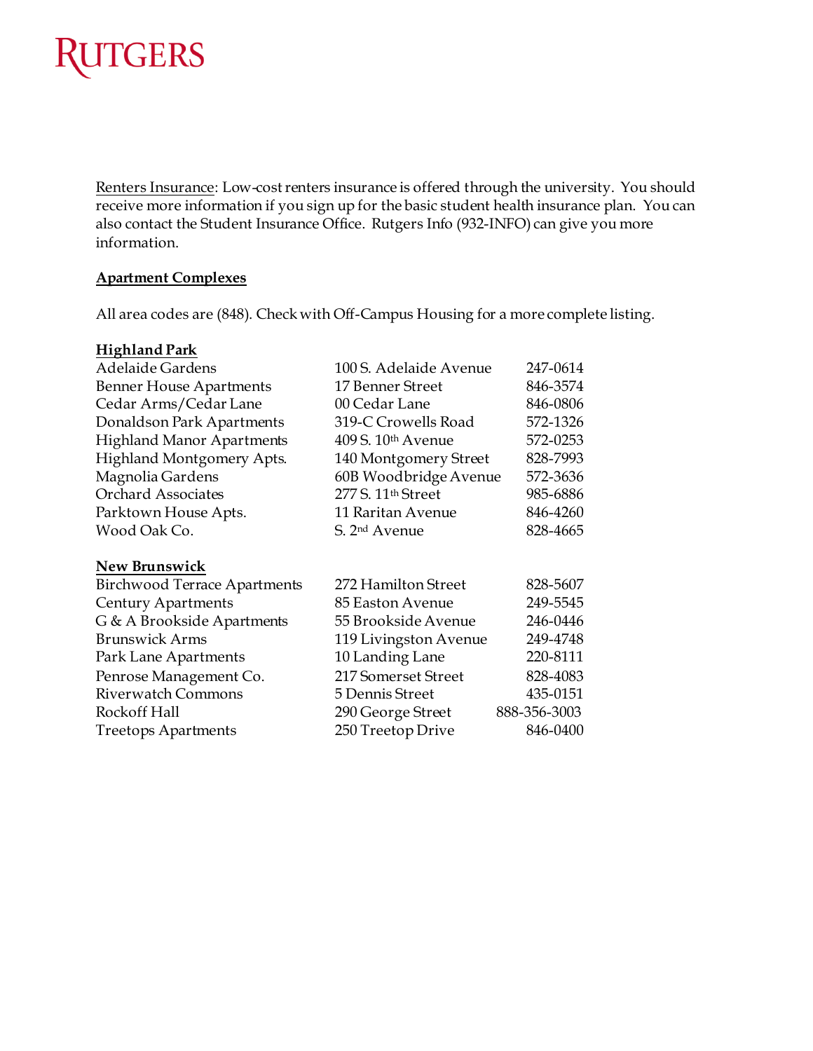<u>Renters Insurance</u>: Low-cost renters insurance is offered through the university. You should receive more information if you sign up for the basic student health insurance plan. You can also contact the Student Insurance Office. Rutgers Info (932-INFO) can give you more information.

## Apartment Complexes

All area codes are (848). Check with Off-Campus Housing for a more complete listing.

### Highland Park

| | | |
|---|---|---|
| Adelaide Gardens | 100 S. Adelaide Avenue | 247-0614 |
| Benner House Apartments | 17 Benner Street | 846-3574 |
| Cedar Arms/Cedar Lane | 00 Cedar Lane | 846-0806 |
| Donaldson Park Apartments | 319-C Crowells Road | 572-1326 |
| Highland Manor Apartments | 409 S. 10th Avenue | 572-0253 |
| Highland Montgomery Apts. | 140 Montgomery Street | 828-7993 |
| Magnolia Gardens | 60B Woodbridge Avenue | 572-3636 |
| Orchard Associates | 277 S. 11th Street | 985-6886 |
| Parktown House Apts. | 11 Raritan Avenue | 846-4260 |
| Wood Oak Co. | S. 2nd Avenue | 828-4665 |

### New Brunswick

| | | |
|---|---|---|
| Birchwood Terrace Apartments | 272 Hamilton Street | 828-5607 |
| Century Apartments | 85 Easton Avenue | 249-5545 |
| G & A Brookside Apartments | 55 Brookside Avenue | 246-0446 |
| Brunswick Arms | 119 Livingston Avenue | 249-4748 |
| Park Lane Apartments | 10 Landing Lane | 220-8111 |
| Penrose Management Co. | 217 Somerset Street | 828-4083 |
| Riverwatch Commons | 5 Dennis Street | 435-0151 |
| Rockoff Hall | 290 George Street | 888-356-3003 |
| Treetops Apartments | 250 Treetop Drive | 846-0400 |